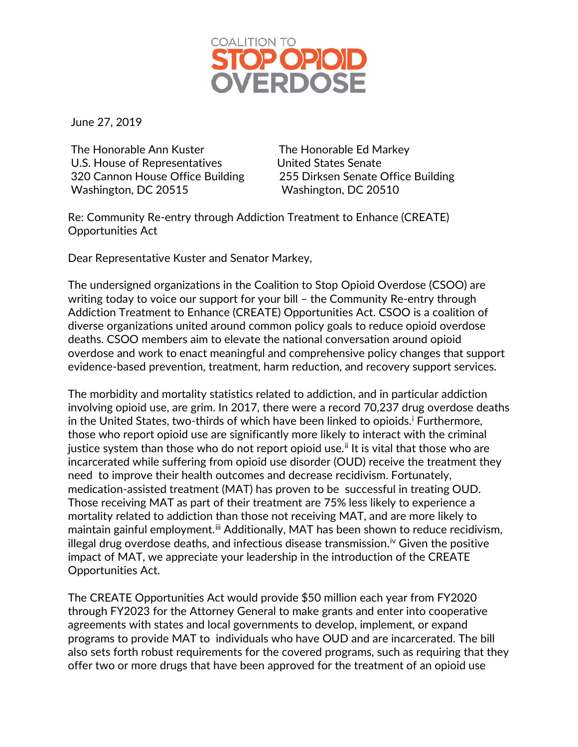COALITION TO **STOP OPIOID OVERDOSE**

June 27, 2019

The Honorable Ann Kuster
U.S. House of Representatives
320 Cannon House Office Building
Washington, DC 20515

The Honorable Ed Markey
United States Senate
255 Dirksen Senate Office Building
Washington, DC 20510

Re: Community Re-entry through Addiction Treatment to Enhance (CREATE) Opportunities Act

Dear Representative Kuster and Senator Markey,

The undersigned organizations in the Coalition to Stop Opioid Overdose (CSOO) are writing today to voice our support for your bill – the Community Re-entry through Addiction Treatment to Enhance (CREATE) Opportunities Act. CSOO is a coalition of diverse organizations united around common policy goals to reduce opioid overdose deaths. CSOO members aim to elevate the national conversation around opioid overdose and work to enact meaningful and comprehensive policy changes that support evidence-based prevention, treatment, harm reduction, and recovery support services.

The morbidity and mortality statistics related to addiction, and in particular addiction involving opioid use, are grim. In 2017, there were a record 70,237 drug overdose deaths in the United States, two-thirds of which have been linked to opioids.[i] Furthermore, those who report opioid use are significantly more likely to interact with the criminal justice system than those who do not report opioid use.[ii] It is vital that those who are incarcerated while suffering from opioid use disorder (OUD) receive the treatment they need to improve their health outcomes and decrease recidivism. Fortunately, medication-assisted treatment (MAT) has proven to be successful in treating OUD. Those receiving MAT as part of their treatment are 75% less likely to experience a mortality related to addiction than those not receiving MAT, and are more likely to maintain gainful employment.[iii] Additionally, MAT has been shown to reduce recidivism, illegal drug overdose deaths, and infectious disease transmission.[iv] Given the positive impact of MAT, we appreciate your leadership in the introduction of the CREATE Opportunities Act.

The CREATE Opportunities Act would provide $50 million each year from FY2020 through FY2023 for the Attorney General to make grants and enter into cooperative agreements with states and local governments to develop, implement, or expand programs to provide MAT to individuals who have OUD and are incarcerated. The bill also sets forth robust requirements for the covered programs, such as requiring that they offer two or more drugs that have been approved for the treatment of an opioid use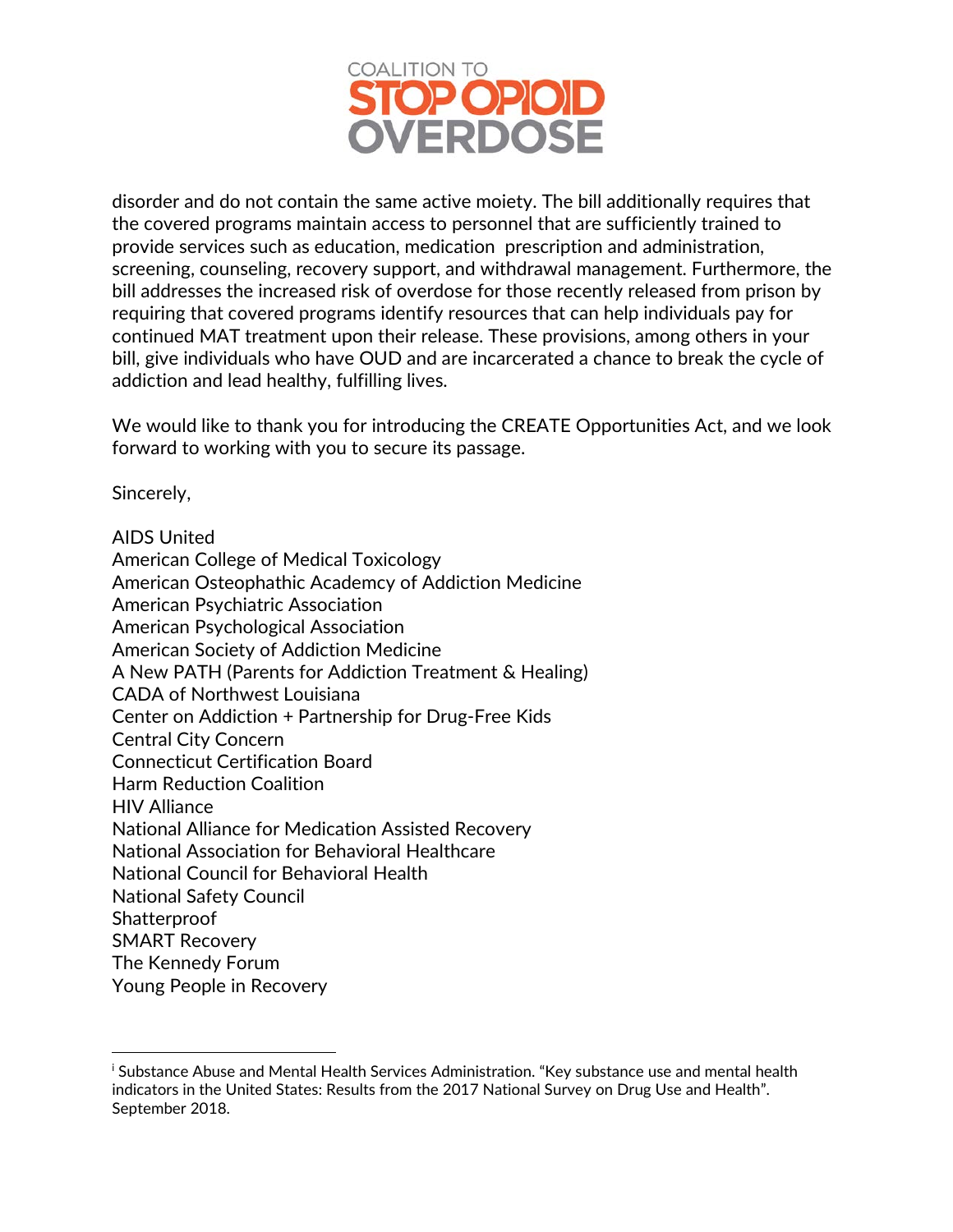disorder and do not contain the same active moiety. The bill additionally requires that the covered programs maintain access to personnel that are sufficiently trained to provide services such as education, medication prescription and administration, screening, counseling, recovery support, and withdrawal management. Furthermore, the bill addresses the increased risk of overdose for those recently released from prison by requiring that covered programs identify resources that can help individuals pay for continued MAT treatment upon their release. These provisions, among others in your bill, give individuals who have OUD and are incarcerated a chance to break the cycle of addiction and lead healthy, fulfilling lives.

We would like to thank you for introducing the CREATE Opportunities Act, and we look forward to working with you to secure its passage.

Sincerely,

AIDS United
American College of Medical Toxicology
American Osteophathic Academcy of Addiction Medicine
American Psychiatric Association
American Psychological Association
American Society of Addiction Medicine
A New PATH (Parents for Addiction Treatment & Healing)
CADA of Northwest Louisiana
Center on Addiction + Partnership for Drug-Free Kids
Central City Concern
Connecticut Certification Board
Harm Reduction Coalition
HIV Alliance
National Alliance for Medication Assisted Recovery
National Association for Behavioral Healthcare
National Council for Behavioral Health
National Safety Council
Shatterproof
SMART Recovery
The Kennedy Forum
Young People in Recovery

---

[i] Substance Abuse and Mental Health Services Administration. "Key substance use and mental health indicators in the United States: Results from the 2017 National Survey on Drug Use and Health". September 2018.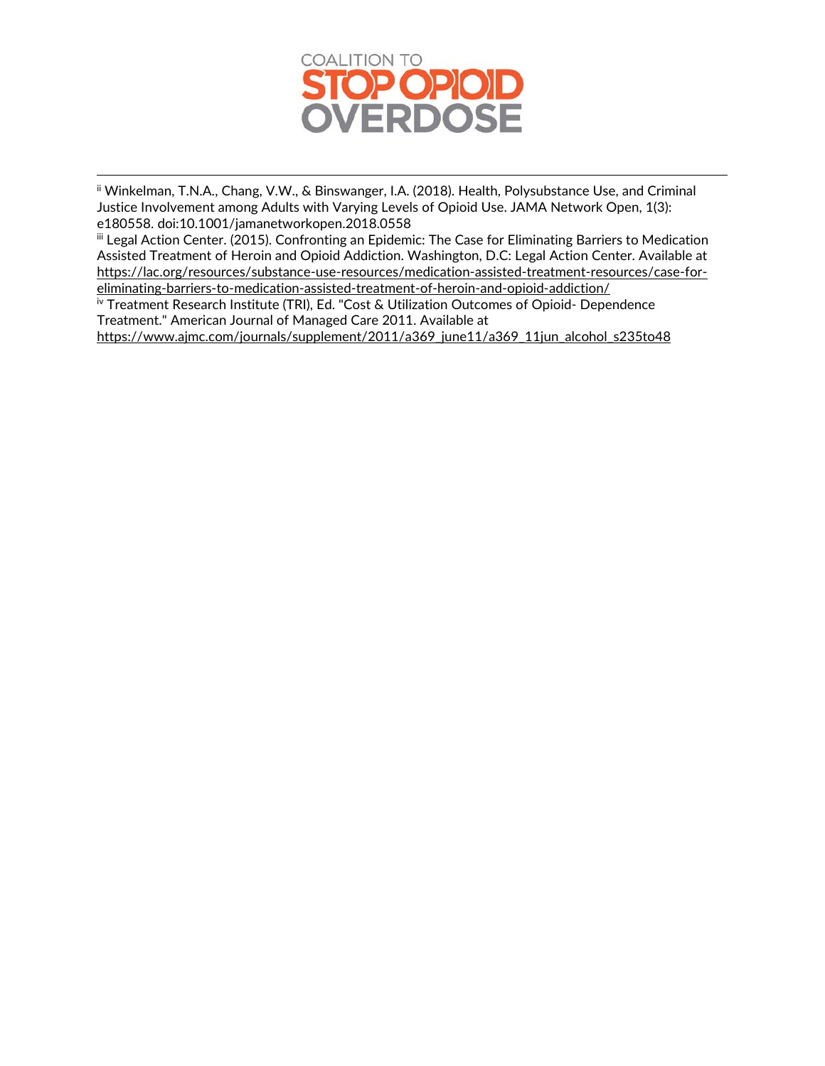COALITION TO
STOP OPIOID
OVERDOSE

---

[ii] Winkelman, T.N.A., Chang, V.W., & Binswanger, I.A. (2018). Health, Polysubstance Use, and Criminal Justice Involvement among Adults with Varying Levels of Opioid Use. JAMA Network Open, 1(3): e180558. doi:10.1001/jamanetworkopen.2018.0558

[iii] Legal Action Center. (2015). Confronting an Epidemic: The Case for Eliminating Barriers to Medication Assisted Treatment of Heroin and Opioid Addiction. Washington, D.C: Legal Action Center. Available at https://lac.org/resources/substance-use-resources/medication-assisted-treatment-resources/case-for-eliminating-barriers-to-medication-assisted-treatment-of-heroin-and-opioid-addiction/

[iv] Treatment Research Institute (TRI), Ed. "Cost & Utilization Outcomes of Opioid- Dependence Treatment." American Journal of Managed Care 2011. Available at https://www.ajmc.com/journals/supplement/2011/a369_june11/a369_11jun_alcohol_s235to48